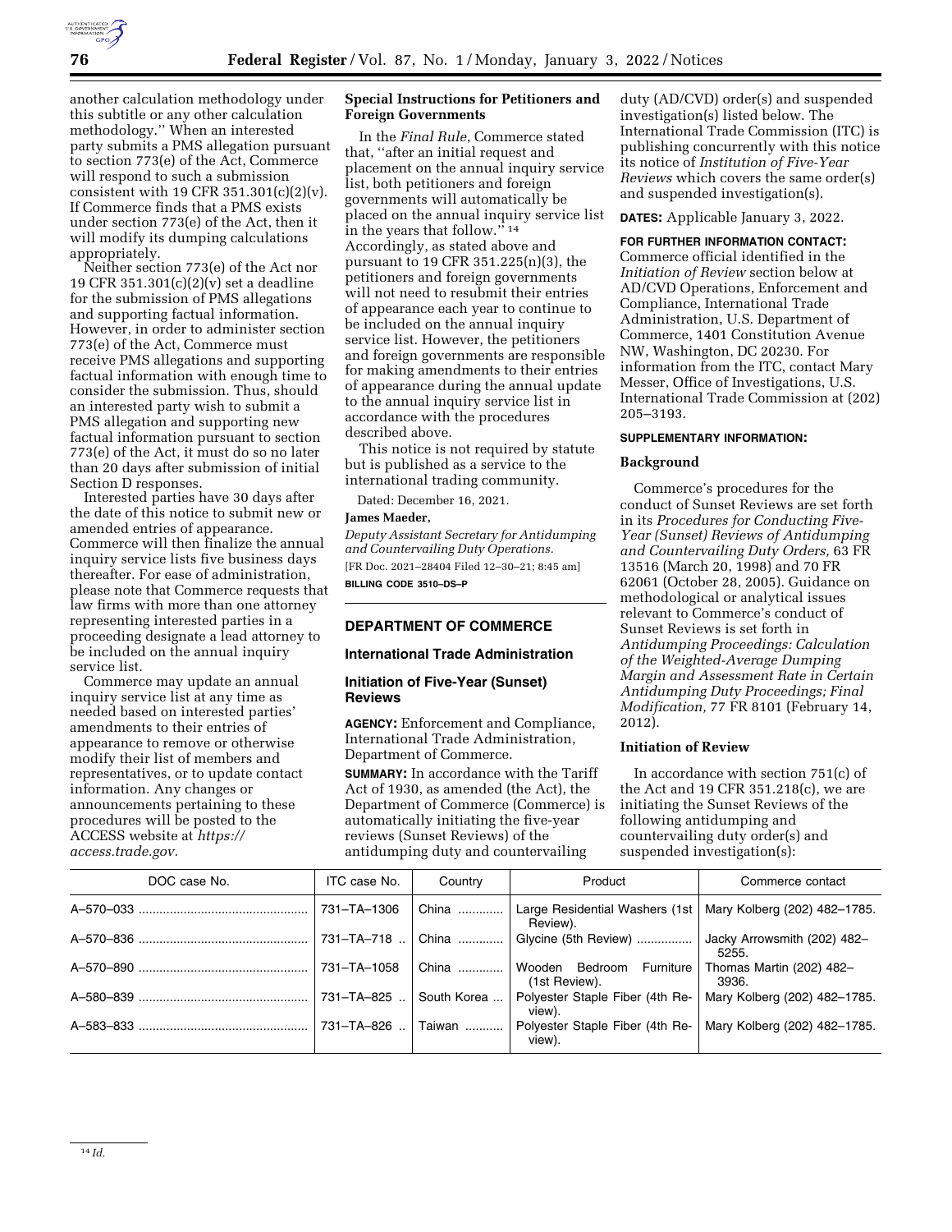another calculation methodology under this subtitle or any other calculation methodology." When an interested party submits a PMS allegation pursuant to section 773(e) of the Act, Commerce will respond to such a submission consistent with 19 CFR 351.301(c)(2)(v). If Commerce finds that a PMS exists under section 773(e) of the Act, then it will modify its dumping calculations appropriately.

Neither section 773(e) of the Act nor 19 CFR 351.301(c)(2)(v) set a deadline for the submission of PMS allegations and supporting factual information. However, in order to administer section 773(e) of the Act, Commerce must receive PMS allegations and supporting factual information with enough time to consider the submission. Thus, should an interested party wish to submit a PMS allegation and supporting new factual information pursuant to section 773(e) of the Act, it must do so no later than 20 days after submission of initial Section D responses.

Interested parties have 30 days after the date of this notice to submit new or amended entries of appearance. Commerce will then finalize the annual inquiry service lists five business days thereafter. For ease of administration, please note that Commerce requests that law firms with more than one attorney representing interested parties in a proceeding designate a lead attorney to be included on the annual inquiry service list.

Commerce may update an annual inquiry service list at any time as needed based on interested parties' amendments to their entries of appearance to remove or otherwise modify their list of members and representatives, or to update contact information. Any changes or announcements pertaining to these procedures will be posted to the ACCESS website at *https://access.trade.gov.*

**Special Instructions for Petitioners and Foreign Governments**

In the *Final Rule*, Commerce stated that, "after an initial request and placement on the annual inquiry service list, both petitioners and foreign governments will automatically be placed on the annual inquiry service list in the years that follow."[14] Accordingly, as stated above and pursuant to 19 CFR 351.225(n)(3), the petitioners and foreign governments will not need to resubmit their entries of appearance each year to continue to be included on the annual inquiry service list. However, the petitioners and foreign governments are responsible for making amendments to their entries of appearance during the annual update to the annual inquiry service list in accordance with the procedures described above.

This notice is not required by statute but is published as a service to the international trading community.

Dated: December 16, 2021.

**James Maeder,**

*Deputy Assistant Secretary for Antidumping and Countervailing Duty Operations.*

[FR Doc. 2021–28404 Filed 12–30–21; 8:45 am]

**BILLING CODE 3510–DS–P**

---

## DEPARTMENT OF COMMERCE

### International Trade Administration

### Initiation of Five-Year (Sunset) Reviews

**AGENCY:** Enforcement and Compliance, International Trade Administration, Department of Commerce.

**SUMMARY:** In accordance with the Tariff Act of 1930, as amended (the Act), the Department of Commerce (Commerce) is automatically initiating the five-year reviews (Sunset Reviews) of the antidumping duty and countervailing duty (AD/CVD) order(s) and suspended investigation(s) listed below. The International Trade Commission (ITC) is publishing concurrently with this notice its notice of *Institution of Five-Year Reviews* which covers the same order(s) and suspended investigation(s).

**DATES:** Applicable January 3, 2022.

**FOR FURTHER INFORMATION CONTACT:** Commerce official identified in the *Initiation of Review* section below at AD/CVD Operations, Enforcement and Compliance, International Trade Administration, U.S. Department of Commerce, 1401 Constitution Avenue NW, Washington, DC 20230. For information from the ITC, contact Mary Messer, Office of Investigations, U.S. International Trade Commission at (202) 205–3193.

**SUPPLEMENTARY INFORMATION:**

**Background**

Commerce's procedures for the conduct of Sunset Reviews are set forth in its *Procedures for Conducting Five-Year (Sunset) Reviews of Antidumping and Countervailing Duty Orders,* 63 FR 13516 (March 20, 1998) and 70 FR 62061 (October 28, 2005). Guidance on methodological or analytical issues relevant to Commerce's conduct of Sunset Reviews is set forth in *Antidumping Proceedings: Calculation of the Weighted-Average Dumping Margin and Assessment Rate in Certain Antidumping Duty Proceedings; Final Modification,* 77 FR 8101 (February 14, 2012).

**Initiation of Review**

In accordance with section 751(c) of the Act and 19 CFR 351.218(c), we are initiating the Sunset Reviews of the following antidumping and countervailing duty order(s) and suspended investigation(s):

| DOC case No. | ITC case No. | Country | Product | Commerce contact |
|---|---|---|---|---|
| A–570–033 | 731–TA–1306 | China | Large Residential Washers (1st Review). | Mary Kolberg (202) 482–1785. |
| A–570–836 | 731–TA–718 | China | Glycine (5th Review) | Jacky Arrowsmith (202) 482–5255. |
| A–570–890 | 731–TA–1058 | China | Wooden Bedroom Furniture (1st Review). | Thomas Martin (202) 482–3936. |
| A–580–839 | 731–TA–825 | South Korea | Polyester Staple Fiber (4th Review). | Mary Kolberg (202) 482–1785. |
| A–583–833 | 731–TA–826 | Taiwan | Polyester Staple Fiber (4th Review). | Mary Kolberg (202) 482–1785. |

[14] *Id.*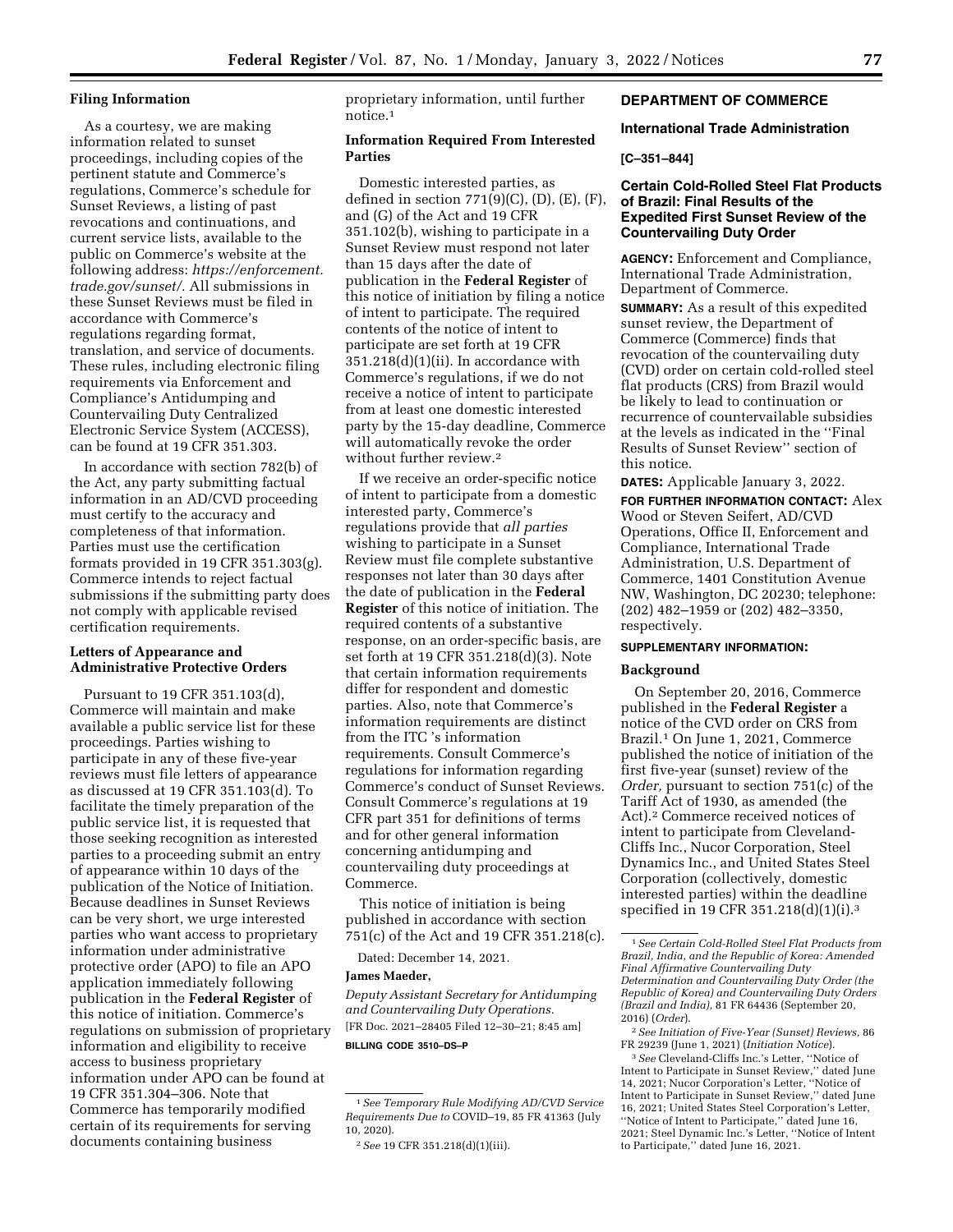### Filing Information

As a courtesy, we are making information related to sunset proceedings, including copies of the pertinent statute and Commerce's regulations, Commerce's schedule for Sunset Reviews, a listing of past revocations and continuations, and current service lists, available to the public on Commerce's website at the following address: *https://enforcement.trade.gov/sunset/*. All submissions in these Sunset Reviews must be filed in accordance with Commerce's regulations regarding format, translation, and service of documents. These rules, including electronic filing requirements via Enforcement and Compliance's Antidumping and Countervailing Duty Centralized Electronic Service System (ACCESS), can be found at 19 CFR 351.303.

In accordance with section 782(b) of the Act, any party submitting factual information in an AD/CVD proceeding must certify to the accuracy and completeness of that information. Parties must use the certification formats provided in 19 CFR 351.303(g). Commerce intends to reject factual submissions if the submitting party does not comply with applicable revised certification requirements.

### Letters of Appearance and Administrative Protective Orders

Pursuant to 19 CFR 351.103(d), Commerce will maintain and make available a public service list for these proceedings. Parties wishing to participate in any of these five-year reviews must file letters of appearance as discussed at 19 CFR 351.103(d). To facilitate the timely preparation of the public service list, it is requested that those seeking recognition as interested parties to a proceeding submit an entry of appearance within 10 days of the publication of the Notice of Initiation. Because deadlines in Sunset Reviews can be very short, we urge interested parties who want access to proprietary information under administrative protective order (APO) to file an APO application immediately following publication in the **Federal Register** of this notice of initiation. Commerce's regulations on submission of proprietary information and eligibility to receive access to business proprietary information under APO can be found at 19 CFR 351.304–306. Note that Commerce has temporarily modified certain of its requirements for serving documents containing business proprietary information, until further notice.[1]

### Information Required From Interested Parties

Domestic interested parties, as defined in section 771(9)(C), (D), (E), (F), and (G) of the Act and 19 CFR 351.102(b), wishing to participate in a Sunset Review must respond not later than 15 days after the date of publication in the **Federal Register** of this notice of initiation by filing a notice of intent to participate. The required contents of the notice of intent to participate are set forth at 19 CFR 351.218(d)(1)(ii). In accordance with Commerce's regulations, if we do not receive a notice of intent to participate from at least one domestic interested party by the 15-day deadline, Commerce will automatically revoke the order without further review.[2]

If we receive an order-specific notice of intent to participate from a domestic interested party, Commerce's regulations provide that *all parties* wishing to participate in a Sunset Review must file complete substantive responses not later than 30 days after the date of publication in the **Federal Register** of this notice of initiation. The required contents of a substantive response, on an order-specific basis, are set forth at 19 CFR 351.218(d)(3). Note that certain information requirements differ for respondent and domestic parties. Also, note that Commerce's information requirements are distinct from the ITC 's information requirements. Consult Commerce's regulations for information regarding Commerce's conduct of Sunset Reviews. Consult Commerce's regulations at 19 CFR part 351 for definitions of terms and for other general information concerning antidumping and countervailing duty proceedings at Commerce.

This notice of initiation is being published in accordance with section 751(c) of the Act and 19 CFR 351.218(c).

Dated: December 14, 2021.

**James Maeder,**

*Deputy Assistant Secretary for Antidumping and Countervailing Duty Operations.*

[FR Doc. 2021–28405 Filed 12–30–21; 8:45 am]

**BILLING CODE 3510–DS–P**

[1] *See Temporary Rule Modifying AD/CVD Service Requirements Due to* COVID–19, 85 FR 41363 (July 10, 2020).

[2] *See* 19 CFR 351.218(d)(1)(iii).

## DEPARTMENT OF COMMERCE

### International Trade Administration

**[C–351–844]**

### Certain Cold-Rolled Steel Flat Products of Brazil: Final Results of the Expedited First Sunset Review of the Countervailing Duty Order

**AGENCY:** Enforcement and Compliance, International Trade Administration, Department of Commerce.

**SUMMARY:** As a result of this expedited sunset review, the Department of Commerce (Commerce) finds that revocation of the countervailing duty (CVD) order on certain cold-rolled steel flat products (CRS) from Brazil would be likely to lead to continuation or recurrence of countervailable subsidies at the levels as indicated in the ''Final Results of Sunset Review'' section of this notice.

**DATES:** Applicable January 3, 2022.

**FOR FURTHER INFORMATION CONTACT:** Alex Wood or Steven Seifert, AD/CVD Operations, Office II, Enforcement and Compliance, International Trade Administration, U.S. Department of Commerce, 1401 Constitution Avenue NW, Washington, DC 20230; telephone: (202) 482–1959 or (202) 482–3350, respectively.

**SUPPLEMENTARY INFORMATION:**

### Background

On September 20, 2016, Commerce published in the **Federal Register** a notice of the CVD order on CRS from Brazil.[1] On June 1, 2021, Commerce published the notice of initiation of the first five-year (sunset) review of the *Order,* pursuant to section 751(c) of the Tariff Act of 1930, as amended (the Act).[2] Commerce received notices of intent to participate from Cleveland-Cliffs Inc., Nucor Corporation, Steel Dynamics Inc., and United States Steel Corporation (collectively, domestic interested parties) within the deadline specified in 19 CFR 351.218(d)(1)(i).[3]

[1] *See Certain Cold-Rolled Steel Flat Products from Brazil, India, and the Republic of Korea: Amended Final Affirmative Countervailing Duty Determination and Countervailing Duty Order (the Republic of Korea) and Countervailing Duty Orders (Brazil and India),* 81 FR 64436 (September 20, 2016) (*Order*).

[2] *See Initiation of Five-Year (Sunset) Reviews,* 86 FR 29239 (June 1, 2021) (*Initiation Notice*).

[3] *See* Cleveland-Cliffs Inc.'s Letter, ''Notice of Intent to Participate in Sunset Review,'' dated June 14, 2021; Nucor Corporation's Letter, ''Notice of Intent to Participate in Sunset Review,'' dated June 16, 2021; United States Steel Corporation's Letter, ''Notice of Intent to Participate,'' dated June 16, 2021; Steel Dynamic Inc.'s Letter, ''Notice of Intent to Participate,'' dated June 16, 2021.